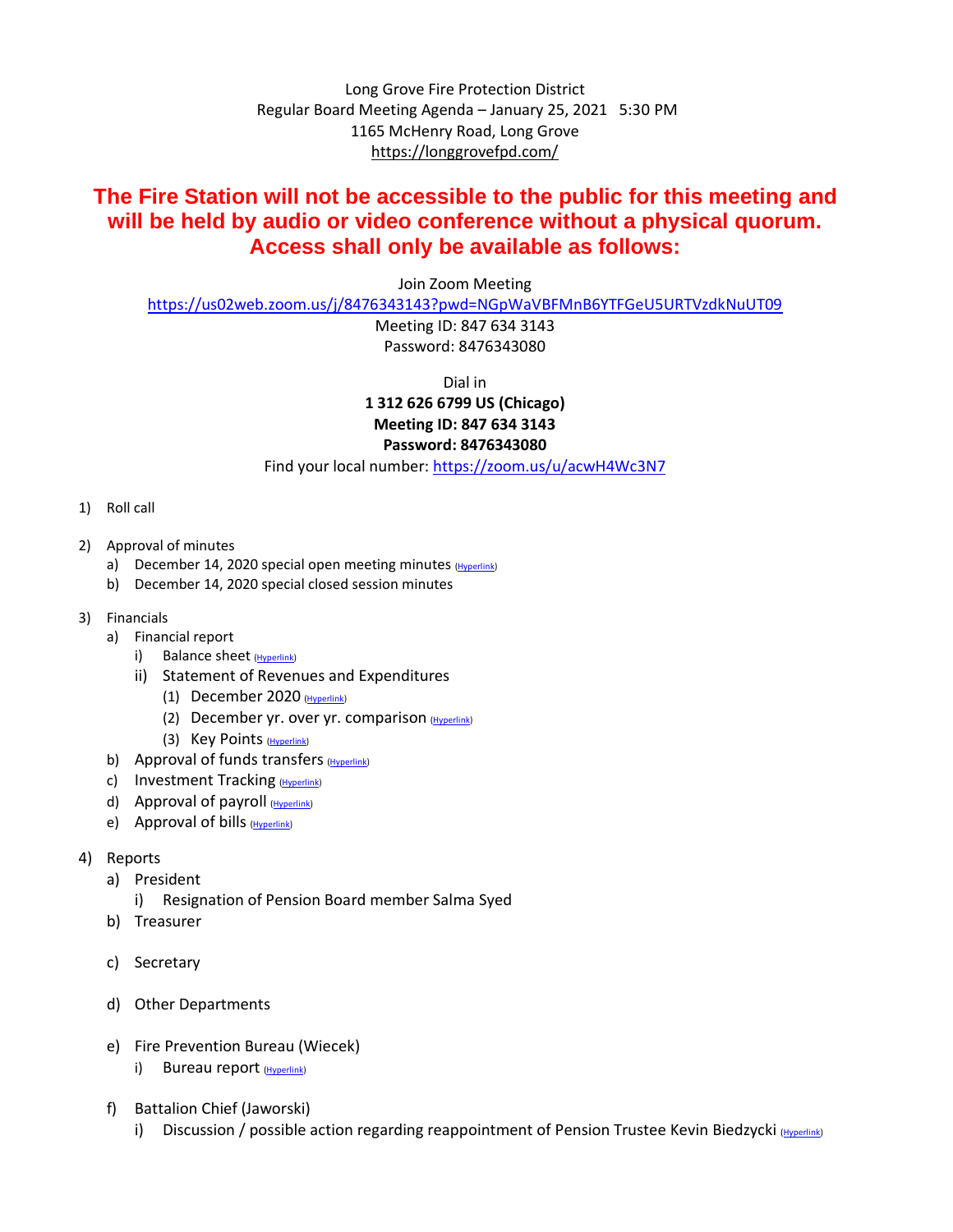Long Grove Fire Protection District
Regular Board Meeting Agenda – January 25, 2021 5:30 PM
1165 McHenry Road, Long Grove
https://longgrovefpd.com/

**The Fire Station will not be accessible to the public for this meeting and will be held by audio or video conference without a physical quorum. Access shall only be available as follows:**

Join Zoom Meeting
https://us02web.zoom.us/j/8476343143?pwd=NGpWaVBFMnB6YTFGeU5URTVzdkNuUT09
Meeting ID: 847 634 3143
Password: 8476343080

Dial in
**1 312 626 6799 US (Chicago)**
**Meeting ID: 847 634 3143**
**Password: 8476343080**
Find your local number: https://zoom.us/u/acwH4Wc3N7

1) Roll call

2) Approval of minutes
   a) December 14, 2020 special open meeting minutes (Hyperlink)
   b) December 14, 2020 special closed session minutes

3) Financials
   a) Financial report
      i) Balance sheet (Hyperlink)
      ii) Statement of Revenues and Expenditures
         (1) December 2020 (Hyperlink)
         (2) December yr. over yr. comparison (Hyperlink)
         (3) Key Points (Hyperlink)
   b) Approval of funds transfers (Hyperlink)
   c) Investment Tracking (Hyperlink)
   d) Approval of payroll (Hyperlink)
   e) Approval of bills (Hyperlink)

4) Reports
   a) President
      i) Resignation of Pension Board member Salma Syed
   b) Treasurer
   c) Secretary
   d) Other Departments
   e) Fire Prevention Bureau (Wiecek)
      i) Bureau report (Hyperlink)
   f) Battalion Chief (Jaworski)
      i) Discussion / possible action regarding reappointment of Pension Trustee Kevin Biedzycki (Hyperlink)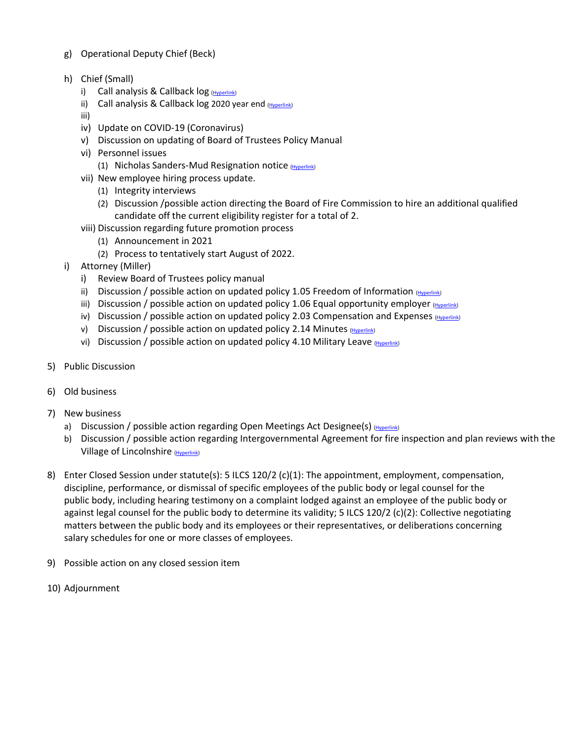g) Operational Deputy Chief (Beck)

h) Chief (Small)
   i) Call analysis & Callback log (Hyperlink)
   ii) Call analysis & Callback log 2020 year end (Hyperlink)
   iii)
   iv) Update on COVID-19 (Coronavirus)
   v) Discussion on updating of Board of Trustees Policy Manual
   vi) Personnel issues
      (1) Nicholas Sanders-Mud Resignation notice (Hyperlink)
   vii) New employee hiring process update.
      (1) Integrity interviews
      (2) Discussion /possible action directing the Board of Fire Commission to hire an additional qualified candidate off the current eligibility register for a total of 2.
   viii) Discussion regarding future promotion process
      (1) Announcement in 2021
      (2) Process to tentatively start August of 2022.

i) Attorney (Miller)
   i) Review Board of Trustees policy manual
   ii) Discussion / possible action on updated policy 1.05 Freedom of Information (Hyperlink)
   iii) Discussion / possible action on updated policy 1.06 Equal opportunity employer (Hyperlink)
   iv) Discussion / possible action on updated policy 2.03 Compensation and Expenses (Hyperlink)
   v) Discussion / possible action on updated policy 2.14 Minutes (Hyperlink)
   vi) Discussion / possible action on updated policy 4.10 Military Leave (Hyperlink)

5) Public Discussion

6) Old business

7) New business
   a) Discussion / possible action regarding Open Meetings Act Designee(s) (Hyperlink)
   b) Discussion / possible action regarding Intergovernmental Agreement for fire inspection and plan reviews with the Village of Lincolnshire (Hyperlink)

8) Enter Closed Session under statute(s): 5 ILCS 120/2 (c)(1): The appointment, employment, compensation, discipline, performance, or dismissal of specific employees of the public body or legal counsel for the public body, including hearing testimony on a complaint lodged against an employee of the public body or against legal counsel for the public body to determine its validity; 5 ILCS 120/2 (c)(2): Collective negotiating matters between the public body and its employees or their representatives, or deliberations concerning salary schedules for one or more classes of employees.

9) Possible action on any closed session item

10) Adjournment